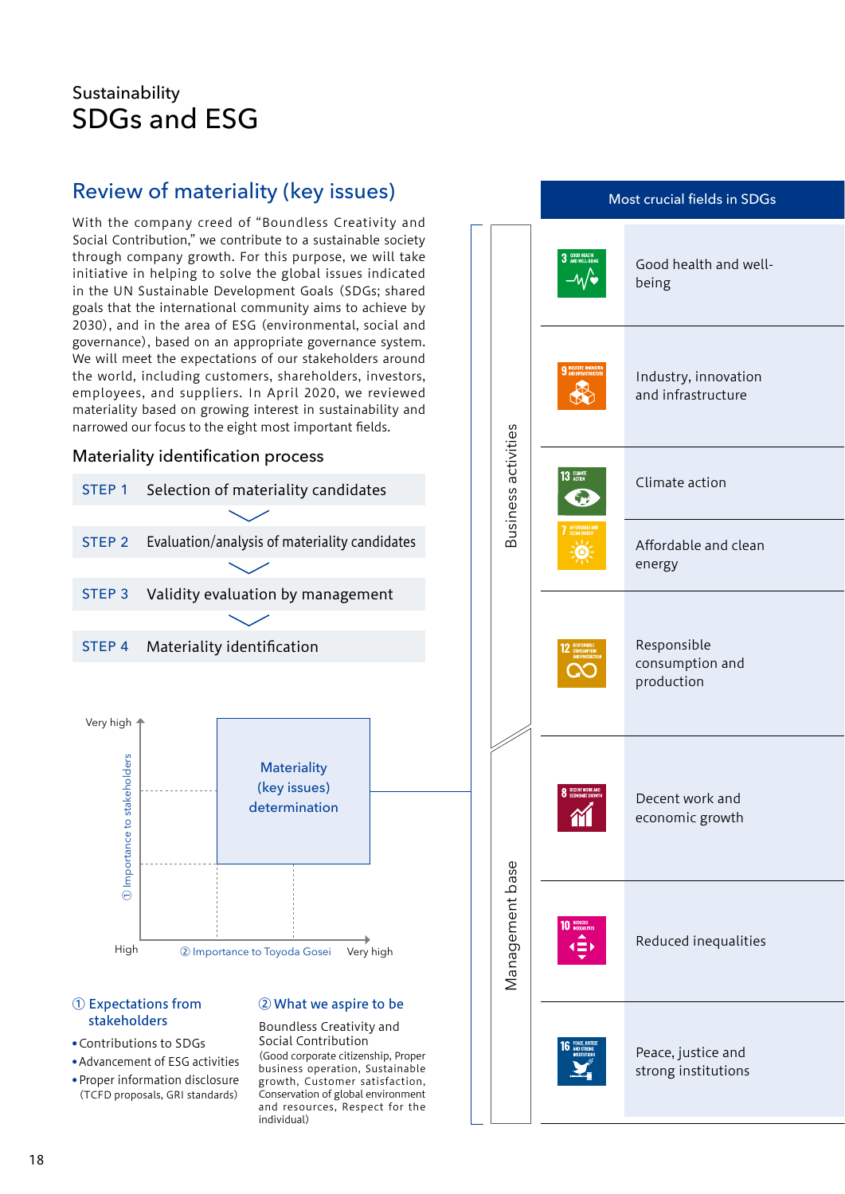Sustainability

# SDGs and ESG

## Review of materiality (key issues)

With the company creed of "Boundless Creativity and Social Contribution," we contribute to a sustainable society through company growth. For this purpose, we will take initiative in helping to solve the global issues indicated in the UN Sustainable Development Goals (SDGs; shared goals that the international community aims to achieve by 2030), and in the area of ESG (environmental, social and governance), based on an appropriate governance system. We will meet the expectations of our stakeholders around the world, including customers, shareholders, investors, employees, and suppliers. In April 2020, we reviewed materiality based on growing interest in sustainability and narrowed our focus to the eight most important fields.

### Materiality identification process

- STEP 1 Selection of materiality candidates
- STEP 2 Evaluation/analysis of materiality candidates
- STEP 3 Validity evaluation by management
- STEP 4 Materiality identification

Very high

① Importance to stakeholders

Materiality (key issues) determination

High

② Importance to Toyoda Gosei

Very high

#### ① Expectations from stakeholders

- Contributions to SDGs
- Advancement of ESG activities
- Proper information disclosure (TCFD proposals, GRI standards)

#### ② What we aspire to be

Boundless Creativity and Social Contribution

(Good corporate citizenship, Proper business operation, Sustainable growth, Customer satisfaction, Conservation of global environment and resources, Respect for the individual)

| | Most crucial fields in SDGs |
| --- | --- |
| Business activities | 3 Good health and well-being |
| | 9 Industry, innovation and infrastructure |
| | 13 Climate action |
| | 7 Affordable and clean energy |
| | 12 Responsible consumption and production |
| Management base | 8 Decent work and economic growth |
| | 10 Reduced inequalities |
| | 16 Peace, justice and strong institutions |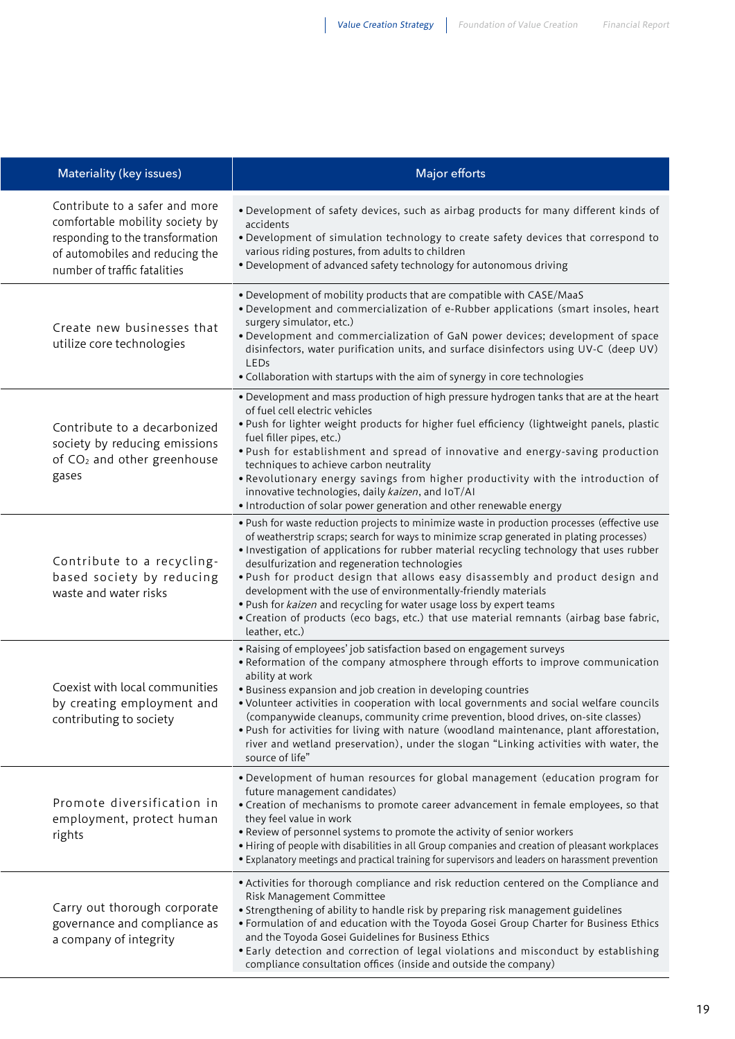| Materiality (key issues) | Major efforts |
|---|---|
| Contribute to a safer and more comfortable mobility society by responding to the transformation of automobiles and reducing the number of traffic fatalities | • Development of safety devices, such as airbag products for many different kinds of accidents<br>• Development of simulation technology to create safety devices that correspond to various riding postures, from adults to children<br>• Development of advanced safety technology for autonomous driving |
| Create new businesses that utilize core technologies | • Development of mobility products that are compatible with CASE/MaaS<br>• Development and commercialization of e-Rubber applications (smart insoles, heart surgery simulator, etc.)<br>• Development and commercialization of GaN power devices; development of space disinfectors, water purification units, and surface disinfectors using UV-C (deep UV) LEDs<br>• Collaboration with startups with the aim of synergy in core technologies |
| Contribute to a decarbonized society by reducing emissions of $CO_2$ and other greenhouse gases | • Development and mass production of high pressure hydrogen tanks that are at the heart of fuel cell electric vehicles<br>• Push for lighter weight products for higher fuel efficiency (lightweight panels, plastic fuel filler pipes, etc.)<br>• Push for establishment and spread of innovative and energy-saving production techniques to achieve carbon neutrality<br>• Revolutionary energy savings from higher productivity with the introduction of innovative technologies, daily *kaizen*, and IoT/AI<br>• Introduction of solar power generation and other renewable energy |
| Contribute to a recycling-based society by reducing waste and water risks | • Push for waste reduction projects to minimize waste in production processes (effective use of weatherstrip scraps; search for ways to minimize scrap generated in plating processes)<br>• Investigation of applications for rubber material recycling technology that uses rubber desulfurization and regeneration technologies<br>• Push for product design that allows easy disassembly and product design and development with the use of environmentally-friendly materials<br>• Push for *kaizen* and recycling for water usage loss by expert teams<br>• Creation of products (eco bags, etc.) that use material remnants (airbag base fabric, leather, etc.) |
| Coexist with local communities by creating employment and contributing to society | • Raising of employees' job satisfaction based on engagement surveys<br>• Reformation of the company atmosphere through efforts to improve communication ability at work<br>• Business expansion and job creation in developing countries<br>• Volunteer activities in cooperation with local governments and social welfare councils (companywide cleanups, community crime prevention, blood drives, on-site classes)<br>• Push for activities for living with nature (woodland maintenance, plant afforestation, river and wetland preservation), under the slogan "Linking activities with water, the source of life" |
| Promote diversification in employment, protect human rights | • Development of human resources for global management (education program for future management candidates)<br>• Creation of mechanisms to promote career advancement in female employees, so that they feel value in work<br>• Review of personnel systems to promote the activity of senior workers<br>• Hiring of people with disabilities in all Group companies and creation of pleasant workplaces<br>• Explanatory meetings and practical training for supervisors and leaders on harassment prevention |
| Carry out thorough corporate governance and compliance as a company of integrity | • Activities for thorough compliance and risk reduction centered on the Compliance and Risk Management Committee<br>• Strengthening of ability to handle risk by preparing risk management guidelines<br>• Formulation of and education with the Toyoda Gosei Group Charter for Business Ethics and the Toyoda Gosei Guidelines for Business Ethics<br>• Early detection and correction of legal violations and misconduct by establishing compliance consultation offices (inside and outside the company) |